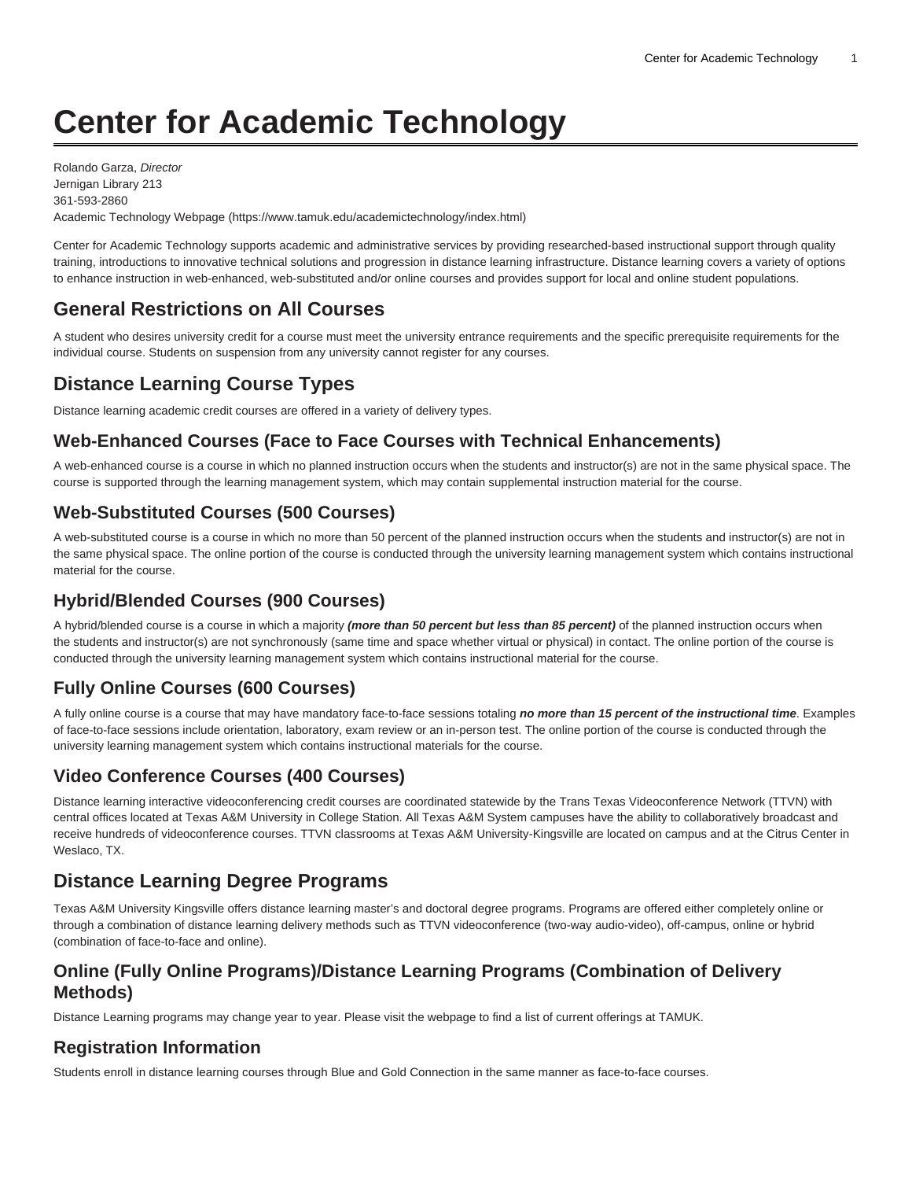# Center for Academic Technology

Rolando Garza, *Director*
Jernigan Library 213
361-593-2860
Academic Technology Webpage (https://www.tamuk.edu/academictechnology/index.html)

Center for Academic Technology supports academic and administrative services by providing researched-based instructional support through quality training, introductions to innovative technical solutions and progression in distance learning infrastructure. Distance learning covers a variety of options to enhance instruction in web-enhanced, web-substituted and/or online courses and provides support for local and online student populations.

## General Restrictions on All Courses

A student who desires university credit for a course must meet the university entrance requirements and the specific prerequisite requirements for the individual course. Students on suspension from any university cannot register for any courses.

## Distance Learning Course Types

Distance learning academic credit courses are offered in a variety of delivery types.

### Web-Enhanced Courses (Face to Face Courses with Technical Enhancements)

A web-enhanced course is a course in which no planned instruction occurs when the students and instructor(s) are not in the same physical space. The course is supported through the learning management system, which may contain supplemental instruction material for the course.

### Web-Substituted Courses (500 Courses)

A web-substituted course is a course in which no more than 50 percent of the planned instruction occurs when the students and instructor(s) are not in the same physical space. The online portion of the course is conducted through the university learning management system which contains instructional material for the course.

### Hybrid/Blended Courses (900 Courses)

A hybrid/blended course is a course in which a majority ***(more than 50 percent but less than 85 percent)*** of the planned instruction occurs when the students and instructor(s) are not synchronously (same time and space whether virtual or physical) in contact. The online portion of the course is conducted through the university learning management system which contains instructional material for the course.

### Fully Online Courses (600 Courses)

A fully online course is a course that may have mandatory face-to-face sessions totaling ***no more than 15 percent of the instructional time***. Examples of face-to-face sessions include orientation, laboratory, exam review or an in-person test. The online portion of the course is conducted through the university learning management system which contains instructional materials for the course.

### Video Conference Courses (400 Courses)

Distance learning interactive videoconferencing credit courses are coordinated statewide by the Trans Texas Videoconference Network (TTVN) with central offices located at Texas A&M University in College Station. All Texas A&M System campuses have the ability to collaboratively broadcast and receive hundreds of videoconference courses. TTVN classrooms at Texas A&M University-Kingsville are located on campus and at the Citrus Center in Weslaco, TX.

## Distance Learning Degree Programs

Texas A&M University Kingsville offers distance learning master's and doctoral degree programs. Programs are offered either completely online or through a combination of distance learning delivery methods such as TTVN videoconference (two-way audio-video), off-campus, online or hybrid (combination of face-to-face and online).

### Online (Fully Online Programs)/Distance Learning Programs (Combination of Delivery Methods)

Distance Learning programs may change year to year. Please visit the webpage to find a list of current offerings at TAMUK.

## Registration Information

Students enroll in distance learning courses through Blue and Gold Connection in the same manner as face-to-face courses.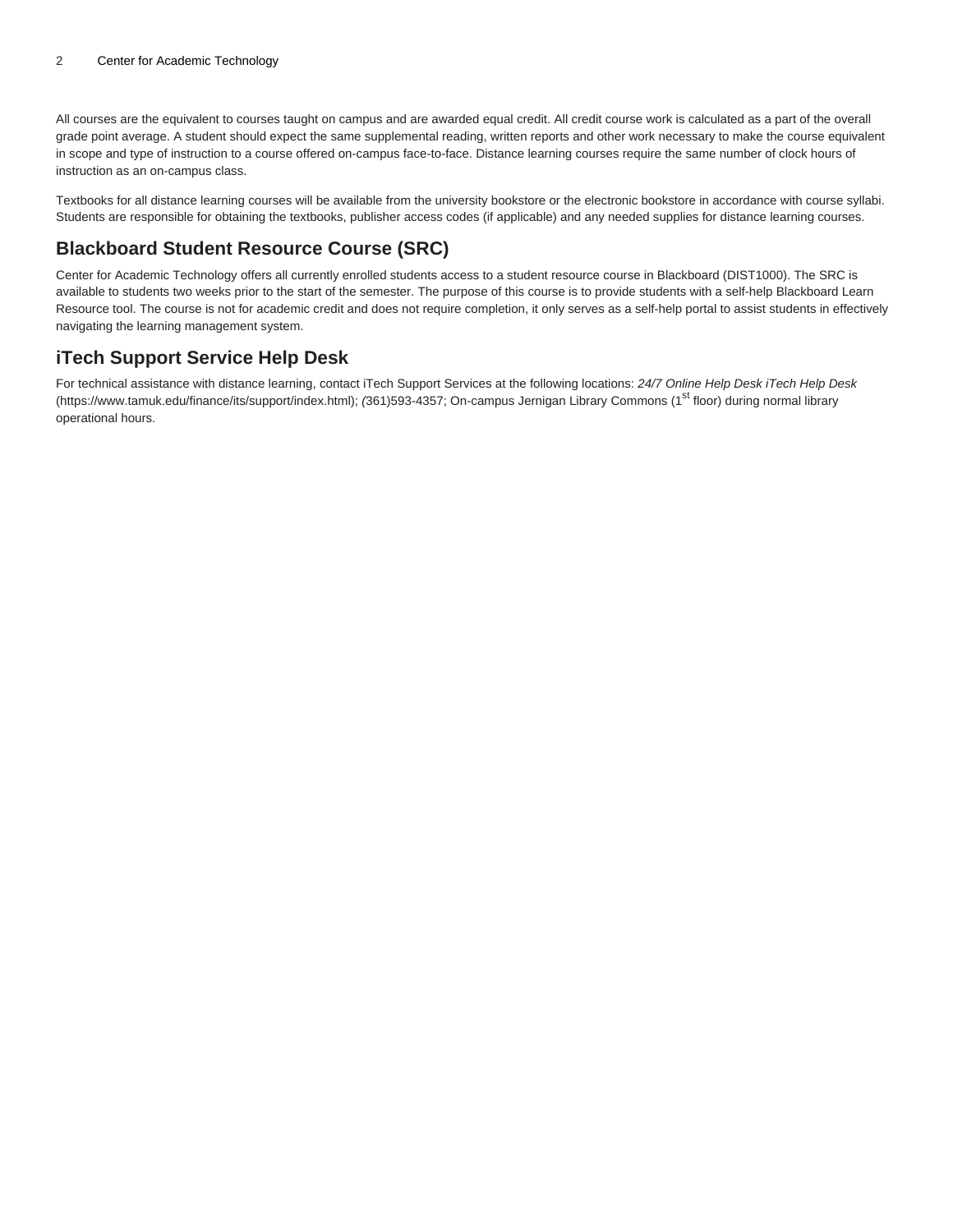All courses are the equivalent to courses taught on campus and are awarded equal credit. All credit course work is calculated as a part of the overall grade point average. A student should expect the same supplemental reading, written reports and other work necessary to make the course equivalent in scope and type of instruction to a course offered on-campus face-to-face. Distance learning courses require the same number of clock hours of instruction as an on-campus class.

Textbooks for all distance learning courses will be available from the university bookstore or the electronic bookstore in accordance with course syllabi. Students are responsible for obtaining the textbooks, publisher access codes (if applicable) and any needed supplies for distance learning courses.

## Blackboard Student Resource Course (SRC)

Center for Academic Technology offers all currently enrolled students access to a student resource course in Blackboard (DIST1000). The SRC is available to students two weeks prior to the start of the semester. The purpose of this course is to provide students with a self-help Blackboard Learn Resource tool. The course is not for academic credit and does not require completion, it only serves as a self-help portal to assist students in effectively navigating the learning management system.

## iTech Support Service Help Desk

For technical assistance with distance learning, contact iTech Support Services at the following locations: *24/7 Online Help Desk iTech Help Desk* (https://www.tamuk.edu/finance/its/support/index.html); *(*361)593-4357; On-campus Jernigan Library Commons (1st floor) during normal library operational hours.